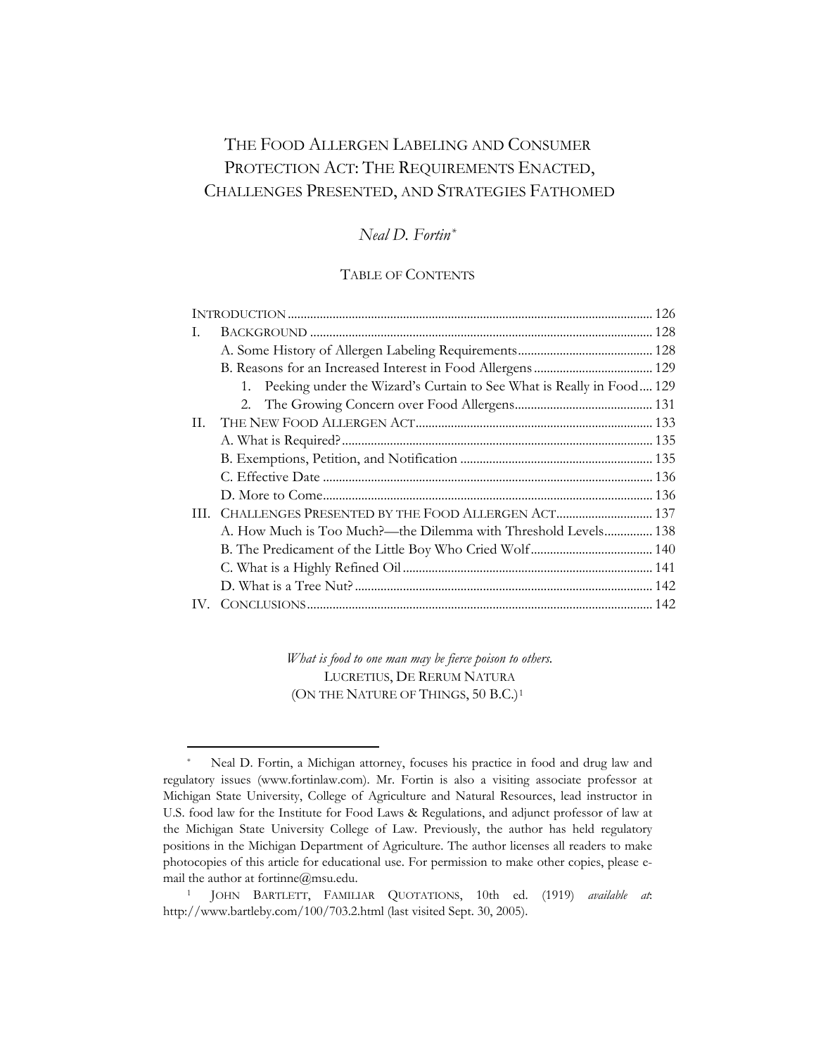# THE FOOD ALLERGEN LABELING AND CONSUMER PROTECTION ACT: THE REQUIREMENTS ENACTED, CHALLENGES PRESENTED, AND STRATEGIES FATHOMED

*Neal D. Fortin*[*]

## TABLE OF CONTENTS

| | |
|---|---|
| INTRODUCTION | 126 |
| I. BACKGROUND | 128 |
| A. Some History of Allergen Labeling Requirements | 128 |
| B. Reasons for an Increased Interest in Food Allergens | 129 |
| 1. Peeking under the Wizard's Curtain to See What is Really in Food | 129 |
| 2. The Growing Concern over Food Allergens | 131 |
| II. THE NEW FOOD ALLERGEN ACT | 133 |
| A. What is Required? | 135 |
| B. Exemptions, Petition, and Notification | 135 |
| C. Effective Date | 136 |
| D. More to Come | 136 |
| III. CHALLENGES PRESENTED BY THE FOOD ALLERGEN ACT | 137 |
| A. How Much is Too Much?—the Dilemma with Threshold Levels | 138 |
| B. The Predicament of the Little Boy Who Cried Wolf | 140 |
| C. What is a Highly Refined Oil | 141 |
| D. What is a Tree Nut? | 142 |
| IV. CONCLUSIONS | 142 |

*What is food to one man may be fierce poison to others.*
LUCRETIUS, DE RERUM NATURA
(ON THE NATURE OF THINGS, 50 B.C.)[1]

---

[*] Neal D. Fortin, a Michigan attorney, focuses his practice in food and drug law and regulatory issues (www.fortinlaw.com). Mr. Fortin is also a visiting associate professor at Michigan State University, College of Agriculture and Natural Resources, lead instructor in U.S. food law for the Institute for Food Laws & Regulations, and adjunct professor of law at the Michigan State University College of Law. Previously, the author has held regulatory positions in the Michigan Department of Agriculture. The author licenses all readers to make photocopies of this article for educational use. For permission to make other copies, please e-mail the author at fortinne@msu.edu.

[1] JOHN BARTLETT, FAMILIAR QUOTATIONS, 10th ed. (1919) *available at*: http://www.bartleby.com/100/703.2.html (last visited Sept. 30, 2005).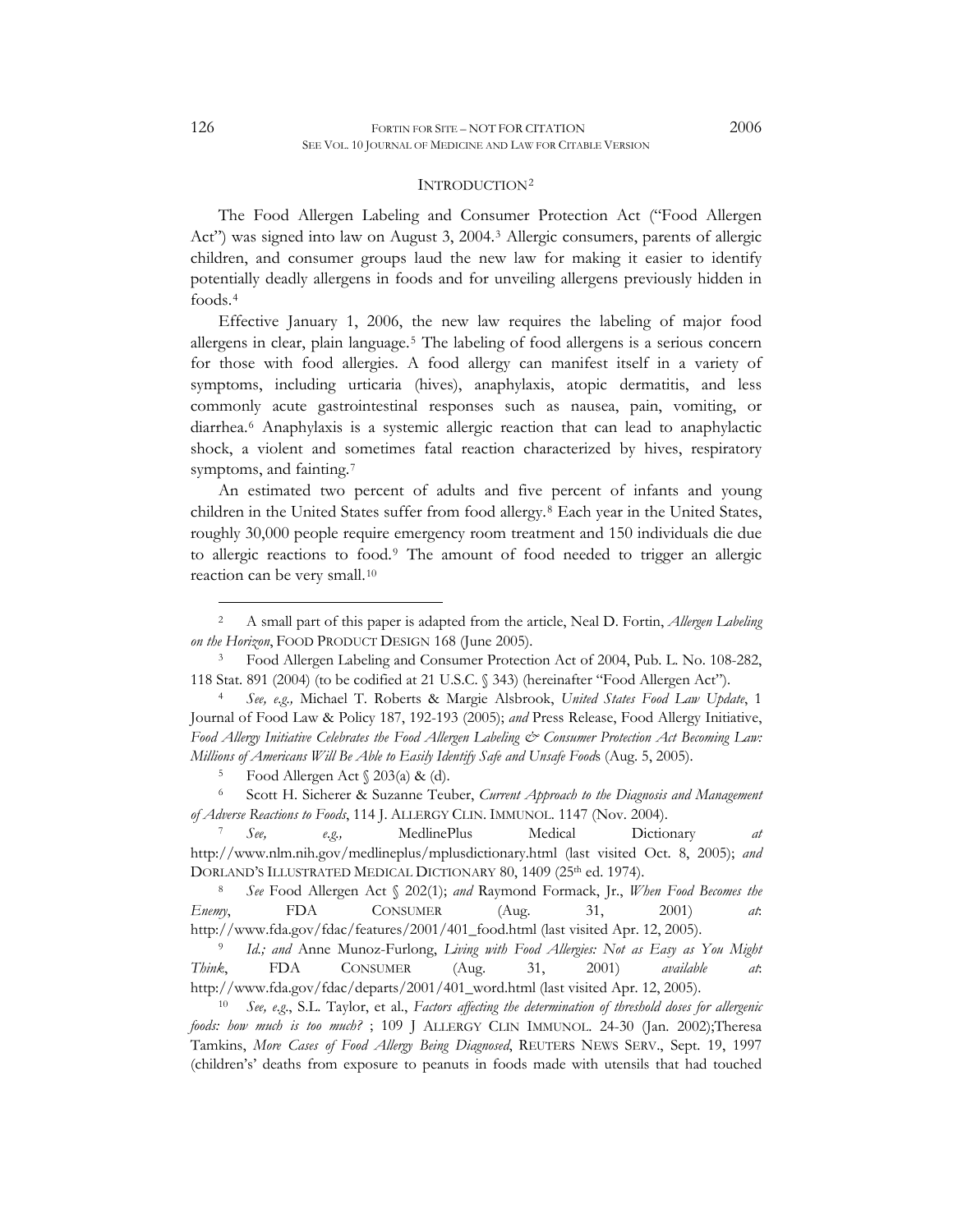## INTRODUCTION[2]

The Food Allergen Labeling and Consumer Protection Act ("Food Allergen Act") was signed into law on August 3, 2004.[3] Allergic consumers, parents of allergic children, and consumer groups laud the new law for making it easier to identify potentially deadly allergens in foods and for unveiling allergens previously hidden in foods.[4]

Effective January 1, 2006, the new law requires the labeling of major food allergens in clear, plain language.[5] The labeling of food allergens is a serious concern for those with food allergies. A food allergy can manifest itself in a variety of symptoms, including urticaria (hives), anaphylaxis, atopic dermatitis, and less commonly acute gastrointestinal responses such as nausea, pain, vomiting, or diarrhea.[6] Anaphylaxis is a systemic allergic reaction that can lead to anaphylactic shock, a violent and sometimes fatal reaction characterized by hives, respiratory symptoms, and fainting.[7]

An estimated two percent of adults and five percent of infants and young children in the United States suffer from food allergy.[8] Each year in the United States, roughly 30,000 people require emergency room treatment and 150 individuals die due to allergic reactions to food.[9] The amount of food needed to trigger an allergic reaction can be very small.[10]

---

[2] A small part of this paper is adapted from the article, Neal D. Fortin, *Allergen Labeling on the Horizon*, FOOD PRODUCT DESIGN 168 (June 2005).

[3] Food Allergen Labeling and Consumer Protection Act of 2004, Pub. L. No. 108-282, 118 Stat. 891 (2004) (to be codified at 21 U.S.C. § 343) (hereinafter "Food Allergen Act").

[4] *See, e.g.,* Michael T. Roberts & Margie Alsbrook, *United States Food Law Update*, 1 Journal of Food Law & Policy 187, 192-193 (2005); *and* Press Release, Food Allergy Initiative, *Food Allergy Initiative Celebrates the Food Allergen Labeling & Consumer Protection Act Becoming Law: Millions of Americans Will Be Able to Easily Identify Safe and Unsafe Foods* (Aug. 5, 2005).

[5] Food Allergen Act § 203(a) & (d).

[6] Scott H. Sicherer & Suzanne Teuber, *Current Approach to the Diagnosis and Management of Adverse Reactions to Foods*, 114 J. ALLERGY CLIN. IMMUNOL. 1147 (Nov. 2004).

[7] *See, e.g.,* MedlinePlus Medical Dictionary *at* http://www.nlm.nih.gov/medlineplus/mplusdictionary.html (last visited Oct. 8, 2005); *and* DORLAND'S ILLUSTRATED MEDICAL DICTIONARY 80, 1409 (25th ed. 1974).

[8] *See* Food Allergen Act § 202(1); *and* Raymond Formack, Jr., *When Food Becomes the Enemy*, FDA CONSUMER (Aug. 31, 2001) *at*: http://www.fda.gov/fdac/features/2001/401_food.html (last visited Apr. 12, 2005).

[9] *Id.; and* Anne Munoz-Furlong, *Living with Food Allergies: Not as Easy as You Might Think*, FDA CONSUMER (Aug. 31, 2001) *available at*: http://www.fda.gov/fdac/departs/2001/401_word.html (last visited Apr. 12, 2005).

[10] *See, e.g.*, S.L. Taylor, et al., *Factors affecting the determination of threshold doses for allergenic foods: how much is too much?* ; 109 J ALLERGY CLIN IMMUNOL. 24-30 (Jan. 2002);Theresa Tamkins, *More Cases of Food Allergy Being Diagnosed*, REUTERS NEWS SERV., Sept. 19, 1997 (children's' deaths from exposure to peanuts in foods made with utensils that had touched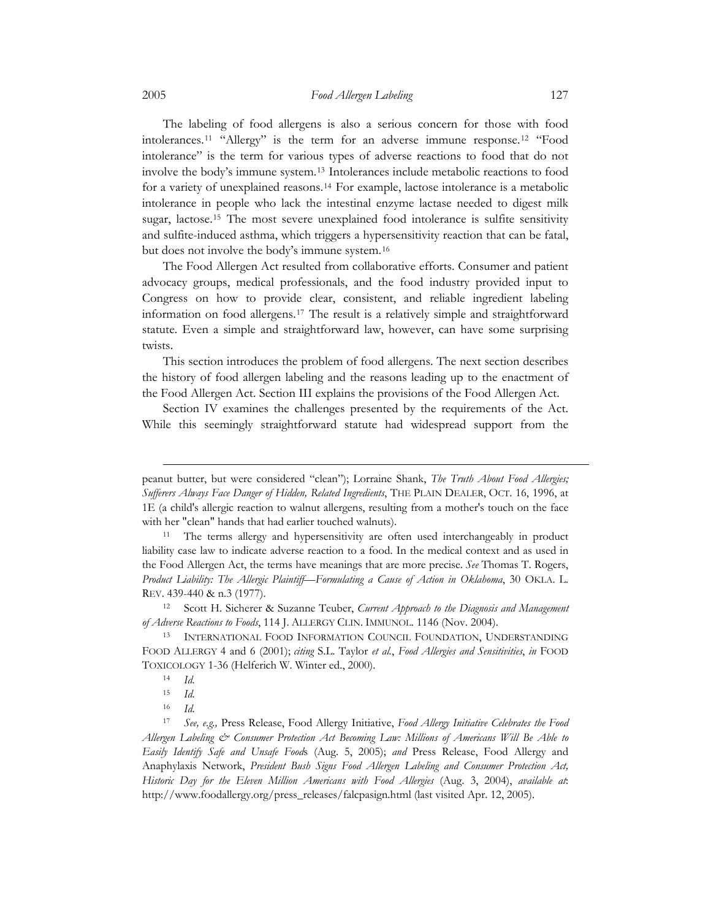The labeling of food allergens is also a serious concern for those with food intolerances.[11] "Allergy" is the term for an adverse immune response.[12] "Food intolerance" is the term for various types of adverse reactions to food that do not involve the body's immune system.[13] Intolerances include metabolic reactions to food for a variety of unexplained reasons.[14] For example, lactose intolerance is a metabolic intolerance in people who lack the intestinal enzyme lactase needed to digest milk sugar, lactose.[15] The most severe unexplained food intolerance is sulfite sensitivity and sulfite-induced asthma, which triggers a hypersensitivity reaction that can be fatal, but does not involve the body's immune system.[16]

The Food Allergen Act resulted from collaborative efforts. Consumer and patient advocacy groups, medical professionals, and the food industry provided input to Congress on how to provide clear, consistent, and reliable ingredient labeling information on food allergens.[17] The result is a relatively simple and straightforward statute. Even a simple and straightforward law, however, can have some surprising twists.

This section introduces the problem of food allergens. The next section describes the history of food allergen labeling and the reasons leading up to the enactment of the Food Allergen Act. Section III explains the provisions of the Food Allergen Act.

Section IV examines the challenges presented by the requirements of the Act. While this seemingly straightforward statute had widespread support from the

---

peanut butter, but were considered "clean"); Lorraine Shank, *The Truth About Food Allergies; Sufferers Always Face Danger of Hidden, Related Ingredients*, THE PLAIN DEALER, OCT. 16, 1996, at 1E (a child's allergic reaction to walnut allergens, resulting from a mother's touch on the face with her "clean" hands that had earlier touched walnuts).

[11] The terms allergy and hypersensitivity are often used interchangeably in product liability case law to indicate adverse reaction to a food. In the medical context and as used in the Food Allergen Act, the terms have meanings that are more precise. *See* Thomas T. Rogers, *Product Liability: The Allergic Plaintiff—Formulating a Cause of Action in Oklahoma*, 30 OKLA. L. REV. 439-440 & n.3 (1977).

[12] Scott H. Sicherer & Suzanne Teuber, *Current Approach to the Diagnosis and Management of Adverse Reactions to Foods*, 114 J. ALLERGY CLIN. IMMUNOL. 1146 (Nov. 2004).

[13] INTERNATIONAL FOOD INFORMATION COUNCIL FOUNDATION, UNDERSTANDING FOOD ALLERGY 4 and 6 (2001); *citing* S.L. Taylor *et al.*, *Food Allergies and Sensitivities*, *in* FOOD TOXICOLOGY 1-36 (Helferich W. Winter ed., 2000).

[14] *Id.*

[15] *Id.*

[16] *Id.*

[17] *See, e.g.,* Press Release, Food Allergy Initiative, *Food Allergy Initiative Celebrates the Food Allergen Labeling & Consumer Protection Act Becoming Law: Millions of Americans Will Be Able to Easily Identify Safe and Unsafe Foods* (Aug. 5, 2005); *and* Press Release, Food Allergy and Anaphylaxis Network, *President Bush Signs Food Allergen Labeling and Consumer Protection Act, Historic Day for the Eleven Million Americans with Food Allergies* (Aug. 3, 2004), *available at*: http://www.foodallergy.org/press_releases/falcpasign.html (last visited Apr. 12, 2005).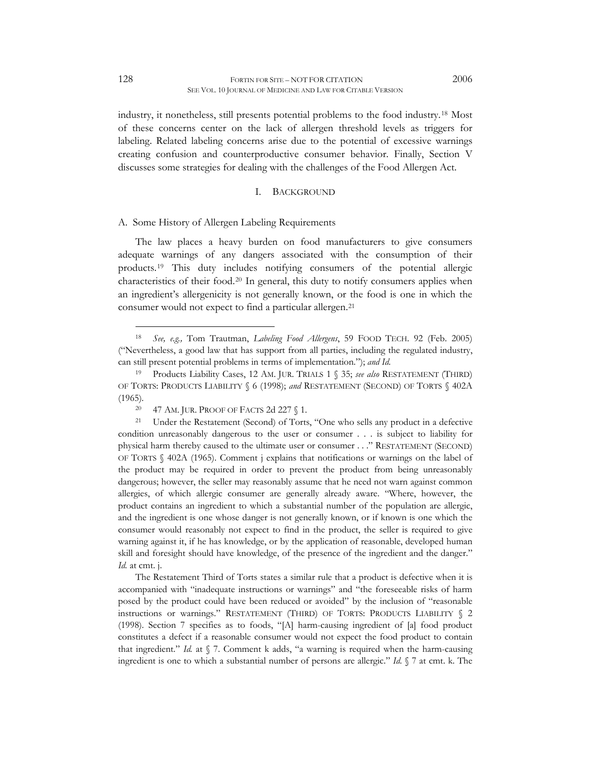industry, it nonetheless, still presents potential problems to the food industry.[18] Most of these concerns center on the lack of allergen threshold levels as triggers for labeling. Related labeling concerns arise due to the potential of excessive warnings creating confusion and counterproductive consumer behavior. Finally, Section V discusses some strategies for dealing with the challenges of the Food Allergen Act.

## I. BACKGROUND

### A. Some History of Allergen Labeling Requirements

The law places a heavy burden on food manufacturers to give consumers adequate warnings of any dangers associated with the consumption of their products.[19] This duty includes notifying consumers of the potential allergic characteristics of their food.[20] In general, this duty to notify consumers applies when an ingredient's allergenicity is not generally known, or the food is one in which the consumer would not expect to find a particular allergen.[21]

---

[18] *See, e.g.,* Tom Trautman, *Labeling Food Allergens*, 59 FOOD TECH. 92 (Feb. 2005) ("Nevertheless, a good law that has support from all parties, including the regulated industry, can still present potential problems in terms of implementation."); *and Id.*

[19] Products Liability Cases, 12 AM. JUR. TRIALS 1 § 35; *see also* RESTATEMENT (THIRD) OF TORTS: PRODUCTS LIABILITY § 6 (1998); *and* RESTATEMENT (SECOND) OF TORTS § 402A (1965).

[20] 47 AM. JUR. PROOF OF FACTS 2d 227 § 1.

[21] Under the Restatement (Second) of Torts, "One who sells any product in a defective condition unreasonably dangerous to the user or consumer . . . is subject to liability for physical harm thereby caused to the ultimate user or consumer . . ." RESTATEMENT (SECOND) OF TORTS § 402A (1965). Comment j explains that notifications or warnings on the label of the product may be required in order to prevent the product from being unreasonably dangerous; however, the seller may reasonably assume that he need not warn against common allergies, of which allergic consumer are generally already aware. "Where, however, the product contains an ingredient to which a substantial number of the population are allergic, and the ingredient is one whose danger is not generally known, or if known is one which the consumer would reasonably not expect to find in the product, the seller is required to give warning against it, if he has knowledge, or by the application of reasonable, developed human skill and foresight should have knowledge, of the presence of the ingredient and the danger." *Id.* at cmt. j.

The Restatement Third of Torts states a similar rule that a product is defective when it is accompanied with "inadequate instructions or warnings" and "the foreseeable risks of harm posed by the product could have been reduced or avoided" by the inclusion of "reasonable instructions or warnings." RESTATEMENT (THIRD) OF TORTS: PRODUCTS LIABILITY § 2 (1998). Section 7 specifies as to foods, "[A] harm-causing ingredient of [a] food product constitutes a defect if a reasonable consumer would not expect the food product to contain that ingredient." *Id.* at § 7. Comment k adds, "a warning is required when the harm-causing ingredient is one to which a substantial number of persons are allergic." *Id.* § 7 at cmt. k. The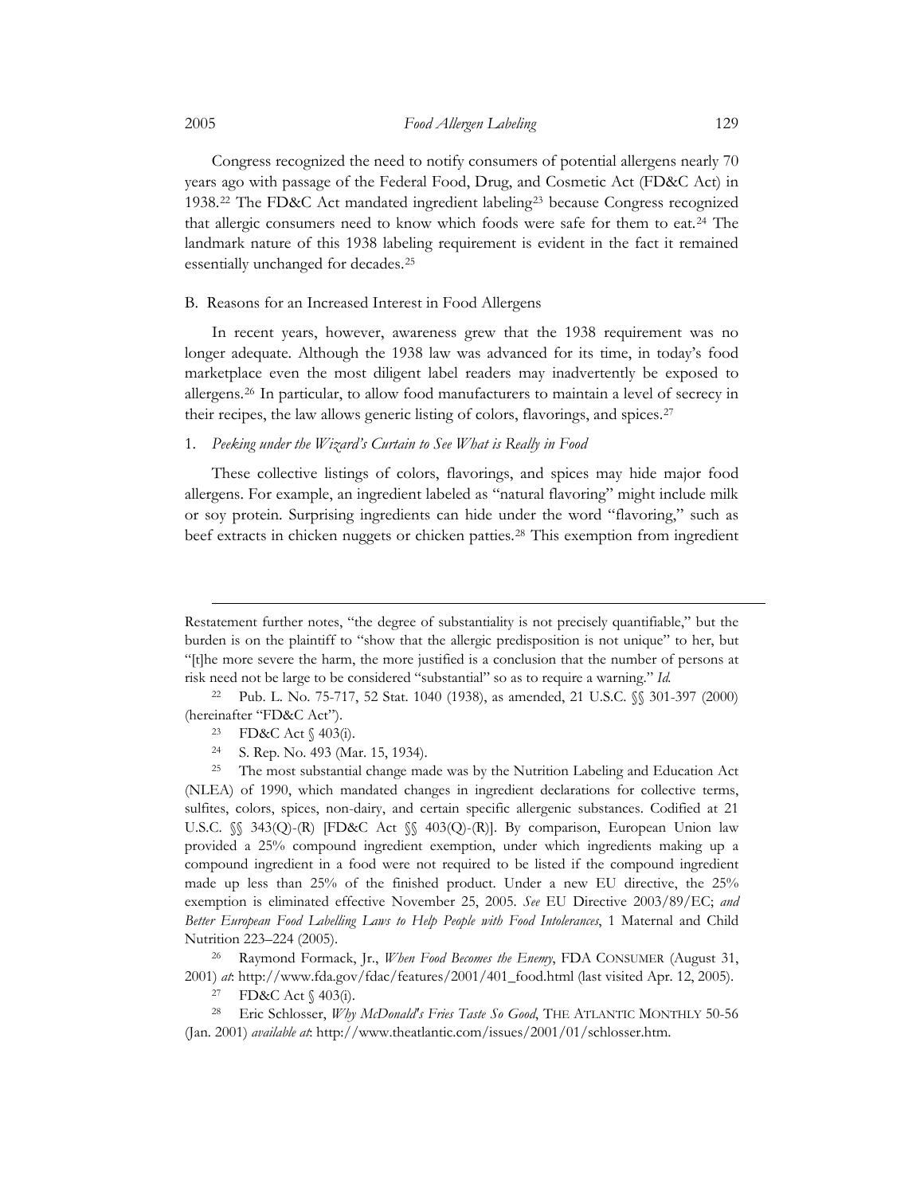Congress recognized the need to notify consumers of potential allergens nearly 70 years ago with passage of the Federal Food, Drug, and Cosmetic Act (FD&C Act) in 1938.[22] The FD&C Act mandated ingredient labeling[23] because Congress recognized that allergic consumers need to know which foods were safe for them to eat.[24] The landmark nature of this 1938 labeling requirement is evident in the fact it remained essentially unchanged for decades.[25]

## B. Reasons for an Increased Interest in Food Allergens

In recent years, however, awareness grew that the 1938 requirement was no longer adequate. Although the 1938 law was advanced for its time, in today's food marketplace even the most diligent label readers may inadvertently be exposed to allergens.[26] In particular, to allow food manufacturers to maintain a level of secrecy in their recipes, the law allows generic listing of colors, flavorings, and spices.[27]

### 1. *Peeking under the Wizard's Curtain to See What is Really in Food*

These collective listings of colors, flavorings, and spices may hide major food allergens. For example, an ingredient labeled as "natural flavoring" might include milk or soy protein. Surprising ingredients can hide under the word "flavoring," such as beef extracts in chicken nuggets or chicken patties.[28] This exemption from ingredient

---

Restatement further notes, "the degree of substantiality is not precisely quantifiable," but the burden is on the plaintiff to "show that the allergic predisposition is not unique" to her, but "[t]he more severe the harm, the more justified is a conclusion that the number of persons at risk need not be large to be considered "substantial" so as to require a warning." *Id.*

[22] Pub. L. No. 75-717, 52 Stat. 1040 (1938), as amended, 21 U.S.C. §§ 301-397 (2000) (hereinafter "FD&C Act").

[23] FD&C Act § 403(i).

[24] S. Rep. No. 493 (Mar. 15, 1934).

[25] The most substantial change made was by the Nutrition Labeling and Education Act (NLEA) of 1990, which mandated changes in ingredient declarations for collective terms, sulfites, colors, spices, non-dairy, and certain specific allergenic substances. Codified at 21 U.S.C. §§ 343(Q)-(R) [FD&C Act §§ 403(Q)-(R)]. By comparison, European Union law provided a 25% compound ingredient exemption, under which ingredients making up a compound ingredient in a food were not required to be listed if the compound ingredient made up less than 25% of the finished product. Under a new EU directive, the 25% exemption is eliminated effective November 25, 2005. *See* EU Directive 2003/89/EC; *and Better European Food Labelling Laws to Help People with Food Intolerances*, 1 Maternal and Child Nutrition 223–224 (2005).

[26] Raymond Formack, Jr., *When Food Becomes the Enemy*, FDA CONSUMER (August 31, 2001) *at*: http://www.fda.gov/fdac/features/2001/401_food.html (last visited Apr. 12, 2005).

[27] FD&C Act § 403(i).

[28] Eric Schlosser, *Why McDonald's Fries Taste So Good*, THE ATLANTIC MONTHLY 50-56 (Jan. 2001) *available at*: http://www.theatlantic.com/issues/2001/01/schlosser.htm.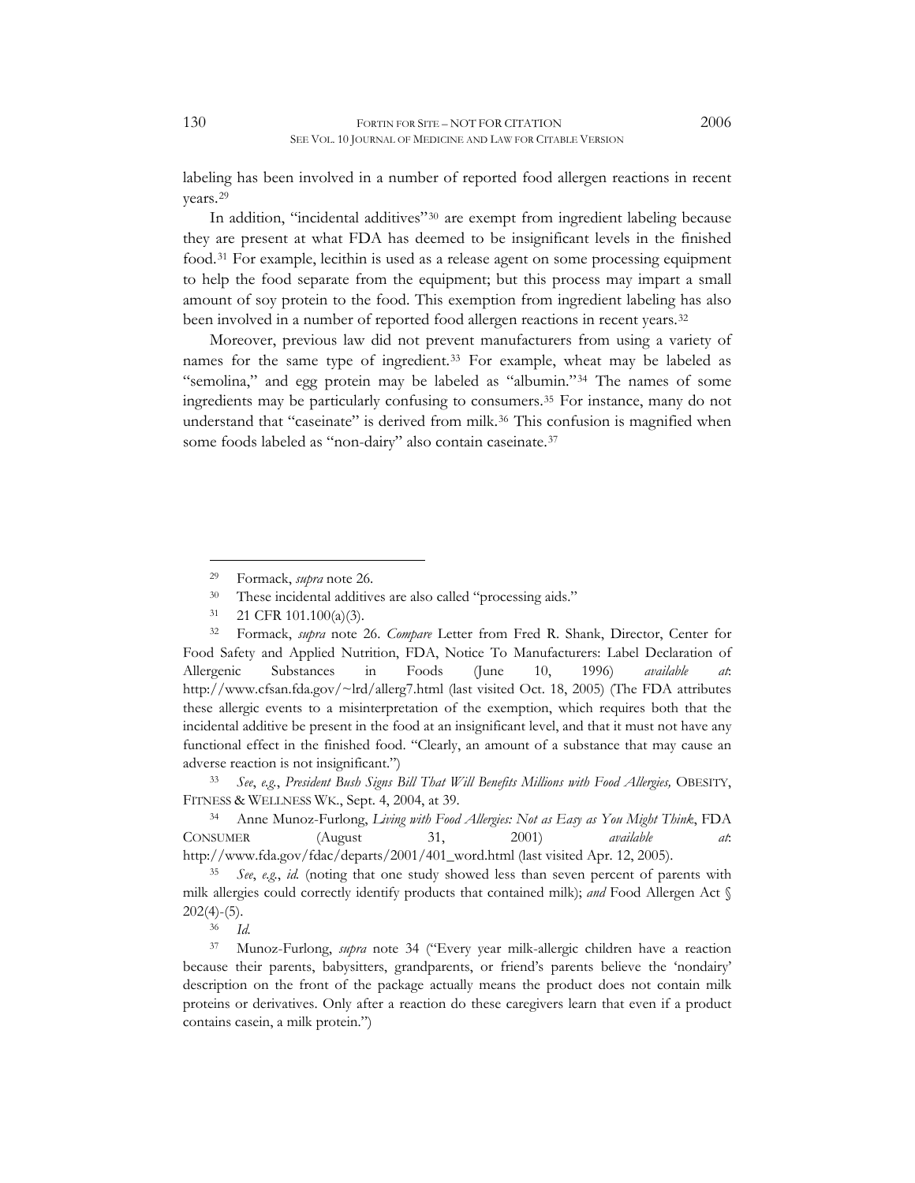labeling has been involved in a number of reported food allergen reactions in recent years.[29]

In addition, "incidental additives"[30] are exempt from ingredient labeling because they are present at what FDA has deemed to be insignificant levels in the finished food.[31] For example, lecithin is used as a release agent on some processing equipment to help the food separate from the equipment; but this process may impart a small amount of soy protein to the food. This exemption from ingredient labeling has also been involved in a number of reported food allergen reactions in recent years.[32]

Moreover, previous law did not prevent manufacturers from using a variety of names for the same type of ingredient.[33] For example, wheat may be labeled as "semolina," and egg protein may be labeled as "albumin."[34] The names of some ingredients may be particularly confusing to consumers.[35] For instance, many do not understand that "caseinate" is derived from milk.[36] This confusion is magnified when some foods labeled as "non-dairy" also contain caseinate.[37]

---

[29] Formack, *supra* note 26.

[30] These incidental additives are also called "processing aids."

[31] 21 CFR 101.100(a)(3).

[32] Formack, *supra* note 26. *Compare* Letter from Fred R. Shank, Director, Center for Food Safety and Applied Nutrition, FDA, Notice To Manufacturers: Label Declaration of Allergenic Substances in Foods (June 10, 1996) *available at*: http://www.cfsan.fda.gov/~lrd/allerg7.html (last visited Oct. 18, 2005) (The FDA attributes these allergic events to a misinterpretation of the exemption, which requires both that the incidental additive be present in the food at an insignificant level, and that it must not have any functional effect in the finished food. "Clearly, an amount of a substance that may cause an adverse reaction is not insignificant.")

[33] *See*, *e.g.*, *President Bush Signs Bill That Will Benefits Millions with Food Allergies,* OBESITY, FITNESS & WELLNESS WK., Sept. 4, 2004, at 39.

[34] Anne Munoz-Furlong, *Living with Food Allergies: Not as Easy as You Might Think*, FDA CONSUMER (August 31, 2001) *available at*: http://www.fda.gov/fdac/departs/2001/401_word.html (last visited Apr. 12, 2005).

[35] *See*, *e.g.*, *id.* (noting that one study showed less than seven percent of parents with milk allergies could correctly identify products that contained milk); *and* Food Allergen Act § 202(4)-(5).

[36] *Id.*

[37] Munoz-Furlong, *supra* note 34 ("Every year milk-allergic children have a reaction because their parents, babysitters, grandparents, or friend's parents believe the 'nondairy' description on the front of the package actually means the product does not contain milk proteins or derivatives. Only after a reaction do these caregivers learn that even if a product contains casein, a milk protein.")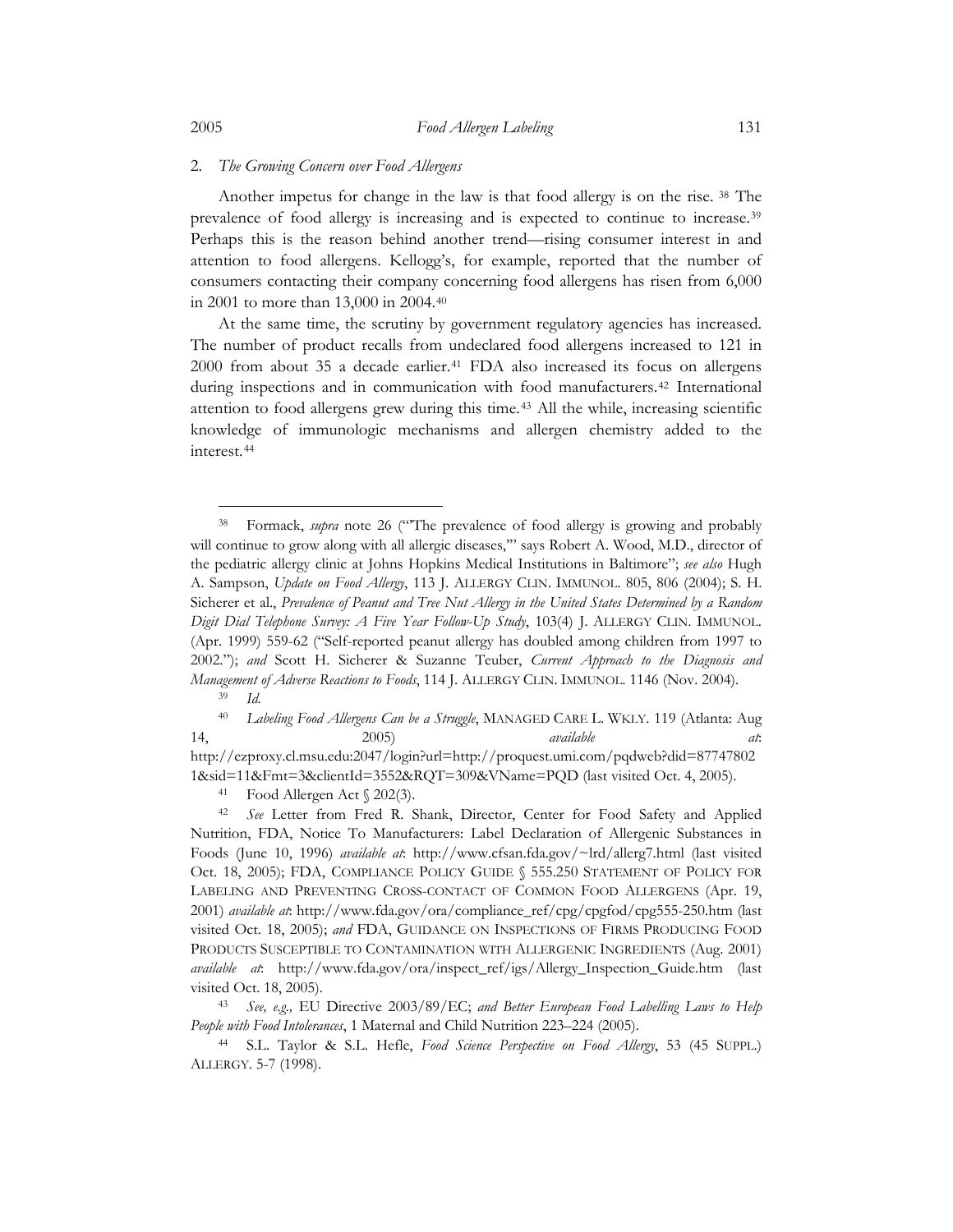### 2. *The Growing Concern over Food Allergens*

Another impetus for change in the law is that food allergy is on the rise. [38] The prevalence of food allergy is increasing and is expected to continue to increase.[39] Perhaps this is the reason behind another trend—rising consumer interest in and attention to food allergens. Kellogg's, for example, reported that the number of consumers contacting their company concerning food allergens has risen from 6,000 in 2001 to more than 13,000 in 2004.[40]

At the same time, the scrutiny by government regulatory agencies has increased. The number of product recalls from undeclared food allergens increased to 121 in 2000 from about 35 a decade earlier.[41] FDA also increased its focus on allergens during inspections and in communication with food manufacturers.[42] International attention to food allergens grew during this time.[43] All the while, increasing scientific knowledge of immunologic mechanisms and allergen chemistry added to the interest.[44]

---

[38] Formack, *supra* note 26 ("'The prevalence of food allergy is growing and probably will continue to grow along with all allergic diseases,'" says Robert A. Wood, M.D., director of the pediatric allergy clinic at Johns Hopkins Medical Institutions in Baltimore"; *see also* Hugh A. Sampson, *Update on Food Allergy*, 113 J. ALLERGY CLIN. IMMUNOL. 805, 806 (2004); S. H. Sicherer et al., *Prevalence of Peanut and Tree Nut Allergy in the United States Determined by a Random Digit Dial Telephone Survey: A Five Year Follow-Up Study*, 103(4) J. ALLERGY CLIN. IMMUNOL. (Apr. 1999) 559-62 ("Self-reported peanut allergy has doubled among children from 1997 to 2002."); *and* Scott H. Sicherer & Suzanne Teuber, *Current Approach to the Diagnosis and Management of Adverse Reactions to Foods*, 114 J. ALLERGY CLIN. IMMUNOL. 1146 (Nov. 2004).

[39] *Id.*

[40] *Labeling Food Allergens Can be a Struggle*, MANAGED CARE L. WKLY. 119 (Atlanta: Aug 14, 2005) *available at*: http://ezproxy.cl.msu.edu:2047/login?url=http://proquest.umi.com/pqdweb?did=877478021&sid=11&Fmt=3&clientId=3552&RQT=309&VName=PQD (last visited Oct. 4, 2005).

[41] Food Allergen Act § 202(3).

[42] *See* Letter from Fred R. Shank, Director, Center for Food Safety and Applied Nutrition, FDA, Notice To Manufacturers: Label Declaration of Allergenic Substances in Foods (June 10, 1996) *available at*: http://www.cfsan.fda.gov/~lrd/allerg7.html (last visited Oct. 18, 2005); FDA, COMPLIANCE POLICY GUIDE § 555.250 STATEMENT OF POLICY FOR LABELING AND PREVENTING CROSS-CONTACT OF COMMON FOOD ALLERGENS (Apr. 19, 2001) *available at*: http://www.fda.gov/ora/compliance_ref/cpg/cpgfod/cpg555-250.htm (last visited Oct. 18, 2005); *and* FDA, GUIDANCE ON INSPECTIONS OF FIRMS PRODUCING FOOD PRODUCTS SUSCEPTIBLE TO CONTAMINATION WITH ALLERGENIC INGREDIENTS (Aug. 2001) *available at*: http://www.fda.gov/ora/inspect_ref/igs/Allergy_Inspection_Guide.htm (last visited Oct. 18, 2005).

[43] *See, e.g.,* EU Directive 2003/89/EC; *and Better European Food Labelling Laws to Help People with Food Intolerances*, 1 Maternal and Child Nutrition 223–224 (2005).

[44] S.L. Taylor & S.L. Hefle, *Food Science Perspective on Food Allergy*, 53 (45 SUPPL.) ALLERGY. 5-7 (1998).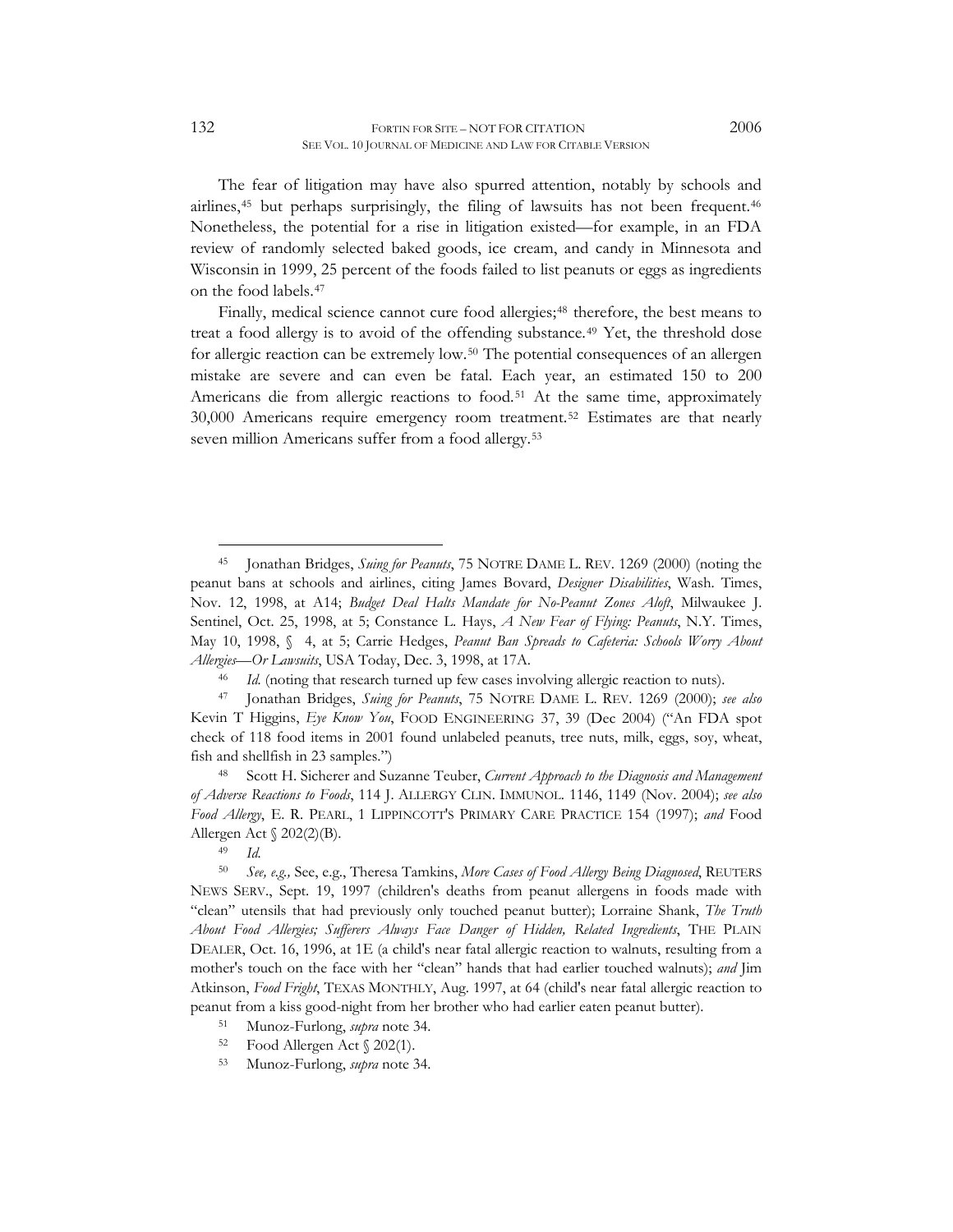The fear of litigation may have also spurred attention, notably by schools and airlines,[45] but perhaps surprisingly, the filing of lawsuits has not been frequent.[46] Nonetheless, the potential for a rise in litigation existed—for example, in an FDA review of randomly selected baked goods, ice cream, and candy in Minnesota and Wisconsin in 1999, 25 percent of the foods failed to list peanuts or eggs as ingredients on the food labels.[47]

Finally, medical science cannot cure food allergies;[48] therefore, the best means to treat a food allergy is to avoid of the offending substance.[49] Yet, the threshold dose for allergic reaction can be extremely low.[50] The potential consequences of an allergen mistake are severe and can even be fatal. Each year, an estimated 150 to 200 Americans die from allergic reactions to food.[51] At the same time, approximately 30,000 Americans require emergency room treatment.[52] Estimates are that nearly seven million Americans suffer from a food allergy.[53]

---

[45] Jonathan Bridges, *Suing for Peanuts*, 75 NOTRE DAME L. REV. 1269 (2000) (noting the peanut bans at schools and airlines, citing James Bovard, *Designer Disabilities*, Wash. Times, Nov. 12, 1998, at A14; *Budget Deal Halts Mandate for No-Peanut Zones Aloft*, Milwaukee J. Sentinel, Oct. 25, 1998, at 5; Constance L. Hays, *A New Fear of Flying: Peanuts*, N.Y. Times, May 10, 1998, § 4, at 5; Carrie Hedges, *Peanut Ban Spreads to Cafeteria: Schools Worry About Allergies—Or Lawsuits*, USA Today, Dec. 3, 1998, at 17A.

[46] *Id.* (noting that research turned up few cases involving allergic reaction to nuts).

[47] Jonathan Bridges, *Suing for Peanuts*, 75 NOTRE DAME L. REV. 1269 (2000); *see also* Kevin T Higgins, *Eye Know You*, FOOD ENGINEERING 37, 39 (Dec 2004) ("An FDA spot check of 118 food items in 2001 found unlabeled peanuts, tree nuts, milk, eggs, soy, wheat, fish and shellfish in 23 samples.")

[48] Scott H. Sicherer and Suzanne Teuber, *Current Approach to the Diagnosis and Management of Adverse Reactions to Foods*, 114 J. ALLERGY CLIN. IMMUNOL. 1146, 1149 (Nov. 2004); *see also Food Allergy*, E. R. PEARL, 1 LIPPINCOTT'S PRIMARY CARE PRACTICE 154 (1997); *and* Food Allergen Act § 202(2)(B).

[49] *Id.*

[50] *See, e.g.,* See, e.g., Theresa Tamkins, *More Cases of Food Allergy Being Diagnosed*, REUTERS NEWS SERV., Sept. 19, 1997 (children's deaths from peanut allergens in foods made with "clean" utensils that had previously only touched peanut butter); Lorraine Shank, *The Truth About Food Allergies; Sufferers Always Face Danger of Hidden, Related Ingredients*, THE PLAIN DEALER, Oct. 16, 1996, at 1E (a child's near fatal allergic reaction to walnuts, resulting from a mother's touch on the face with her "clean" hands that had earlier touched walnuts); *and* Jim Atkinson, *Food Fright*, TEXAS MONTHLY, Aug. 1997, at 64 (child's near fatal allergic reaction to peanut from a kiss good-night from her brother who had earlier eaten peanut butter).

[51] Munoz-Furlong, *supra* note 34.

[52] Food Allergen Act § 202(1).

[53] Munoz-Furlong, *supra* note 34.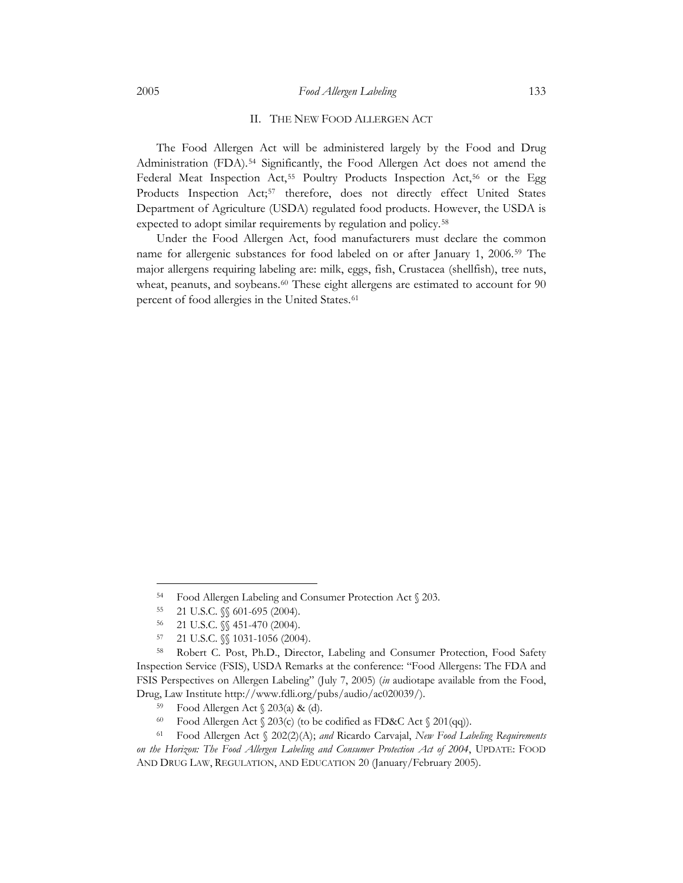## II. The New Food Allergen Act

The Food Allergen Act will be administered largely by the Food and Drug Administration (FDA).[54] Significantly, the Food Allergen Act does not amend the Federal Meat Inspection Act,[55] Poultry Products Inspection Act,[56] or the Egg Products Inspection Act;[57] therefore, does not directly effect United States Department of Agriculture (USDA) regulated food products. However, the USDA is expected to adopt similar requirements by regulation and policy.[58]

Under the Food Allergen Act, food manufacturers must declare the common name for allergenic substances for food labeled on or after January 1, 2006.[59] The major allergens requiring labeling are: milk, eggs, fish, Crustacea (shellfish), tree nuts, wheat, peanuts, and soybeans.[60] These eight allergens are estimated to account for 90 percent of food allergies in the United States.[61]

---

[54] Food Allergen Labeling and Consumer Protection Act § 203.

[55] 21 U.S.C. §§ 601-695 (2004).

[56] 21 U.S.C. §§ 451-470 (2004).

[57] 21 U.S.C. §§ 1031-1056 (2004).

[58] Robert C. Post, Ph.D., Director, Labeling and Consumer Protection, Food Safety Inspection Service (FSIS), USDA Remarks at the conference: "Food Allergens: The FDA and FSIS Perspectives on Allergen Labeling" (July 7, 2005) (*in* audiotape available from the Food, Drug, Law Institute http://www.fdli.org/pubs/audio/ac020039/).

[59] Food Allergen Act § 203(a) & (d).

[60] Food Allergen Act § 203(c) (to be codified as FD&C Act § 201(qq)).

[61] Food Allergen Act § 202(2)(A); *and* Ricardo Carvajal, *New Food Labeling Requirements on the Horizon: The Food Allergen Labeling and Consumer Protection Act of 2004*, UPDATE: FOOD AND DRUG LAW, REGULATION, AND EDUCATION 20 (January/February 2005).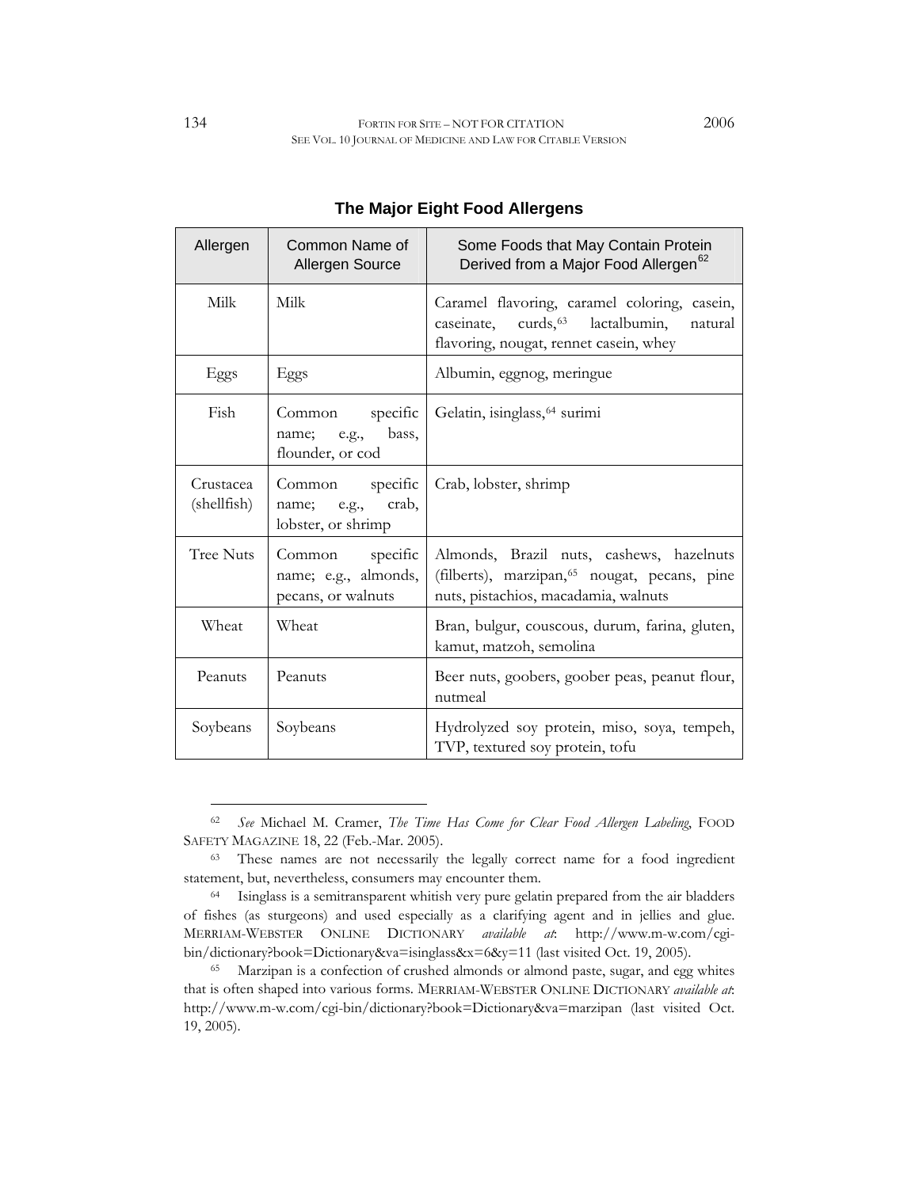**The Major Eight Food Allergens**

| Allergen | Common Name of Allergen Source | Some Foods that May Contain Protein Derived from a Major Food Allergen[62] |
|---|---|---|
| Milk | Milk | Caramel flavoring, caramel coloring, casein, caseinate, curds,[63] lactalbumin, natural flavoring, nougat, rennet casein, whey |
| Eggs | Eggs | Albumin, eggnog, meringue |
| Fish | Common specific name; e.g., bass, flounder, or cod | Gelatin, isinglass,[64] surimi |
| Crustacea (shellfish) | Common specific name; e.g., crab, lobster, or shrimp | Crab, lobster, shrimp |
| Tree Nuts | Common specific name; e.g., almonds, pecans, or walnuts | Almonds, Brazil nuts, cashews, hazelnuts (filberts), marzipan,[65] nougat, pecans, pine nuts, pistachios, macadamia, walnuts |
| Wheat | Wheat | Bran, bulgur, couscous, durum, farina, gluten, kamut, matzoh, semolina |
| Peanuts | Peanuts | Beer nuts, goobers, goober peas, peanut flour, nutmeal |
| Soybeans | Soybeans | Hydrolyzed soy protein, miso, soya, tempeh, TVP, textured soy protein, tofu |

---

[62] *See* Michael M. Cramer, *The Time Has Come for Clear Food Allergen Labeling*, FOOD SAFETY MAGAZINE 18, 22 (Feb.-Mar. 2005).

[63] These names are not necessarily the legally correct name for a food ingredient statement, but, nevertheless, consumers may encounter them.

[64] Isinglass is a semitransparent whitish very pure gelatin prepared from the air bladders of fishes (as sturgeons) and used especially as a clarifying agent and in jellies and glue. MERRIAM-WEBSTER ONLINE DICTIONARY *available at*: http://www.m-w.com/cgi-bin/dictionary?book=Dictionary&va=isinglass&x=6&y=11 (last visited Oct. 19, 2005).

[65] Marzipan is a confection of crushed almonds or almond paste, sugar, and egg whites that is often shaped into various forms. MERRIAM-WEBSTER ONLINE DICTIONARY *available at*: http://www.m-w.com/cgi-bin/dictionary?book=Dictionary&va=marzipan (last visited Oct. 19, 2005).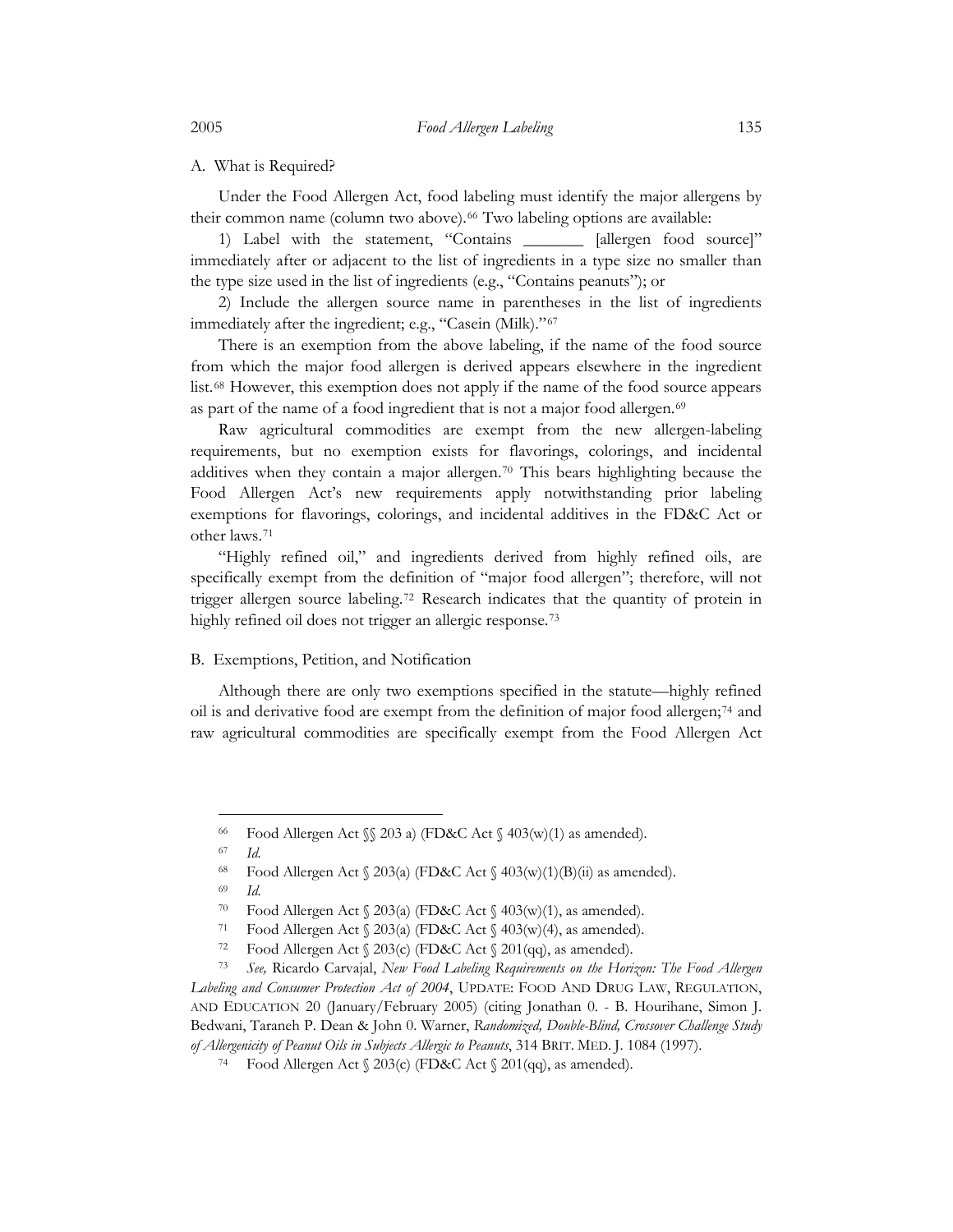### A. What is Required?

Under the Food Allergen Act, food labeling must identify the major allergens by their common name (column two above).[66] Two labeling options are available:

1) Label with the statement, "Contains _______ [allergen food source]" immediately after or adjacent to the list of ingredients in a type size no smaller than the type size used in the list of ingredients (e.g., "Contains peanuts"); or

2) Include the allergen source name in parentheses in the list of ingredients immediately after the ingredient; e.g., "Casein (Milk)."[67]

There is an exemption from the above labeling, if the name of the food source from which the major food allergen is derived appears elsewhere in the ingredient list.[68] However, this exemption does not apply if the name of the food source appears as part of the name of a food ingredient that is not a major food allergen.[69]

Raw agricultural commodities are exempt from the new allergen-labeling requirements, but no exemption exists for flavorings, colorings, and incidental additives when they contain a major allergen.[70] This bears highlighting because the Food Allergen Act's new requirements apply notwithstanding prior labeling exemptions for flavorings, colorings, and incidental additives in the FD&C Act or other laws.[71]

"Highly refined oil," and ingredients derived from highly refined oils, are specifically exempt from the definition of "major food allergen"; therefore, will not trigger allergen source labeling.[72] Research indicates that the quantity of protein in highly refined oil does not trigger an allergic response.[73]

### B. Exemptions, Petition, and Notification

Although there are only two exemptions specified in the statute—highly refined oil is and derivative food are exempt from the definition of major food allergen;[74] and raw agricultural commodities are specifically exempt from the Food Allergen Act

---

[66] Food Allergen Act §§ 203 a) (FD&C Act § 403(w)(1) as amended).

[67] *Id.*

[68] Food Allergen Act § 203(a) (FD&C Act § 403(w)(1)(B)(ii) as amended).

[69] *Id.*

[70] Food Allergen Act § 203(a) (FD&C Act § 403(w)(1), as amended).

[71] Food Allergen Act § 203(a) (FD&C Act § 403(w)(4), as amended).

[72] Food Allergen Act § 203(c) (FD&C Act § 201(qq), as amended).

[73] *See,* Ricardo Carvajal, *New Food Labeling Requirements on the Horizon: The Food Allergen Labeling and Consumer Protection Act of 2004*, UPDATE: FOOD AND DRUG LAW, REGULATION, AND EDUCATION 20 (January/February 2005) (citing Jonathan 0. - B. Hourihane, Simon J. Bedwani, Taraneh P. Dean & John 0. Warner, *Randomized, Double-Blind, Crossover Challenge Study of Allergenicity of Peanut Oils in Subjects Allergic to Peanuts*, 314 BRIT. MED. J. 1084 (1997).

[74] Food Allergen Act § 203(c) (FD&C Act § 201(qq), as amended).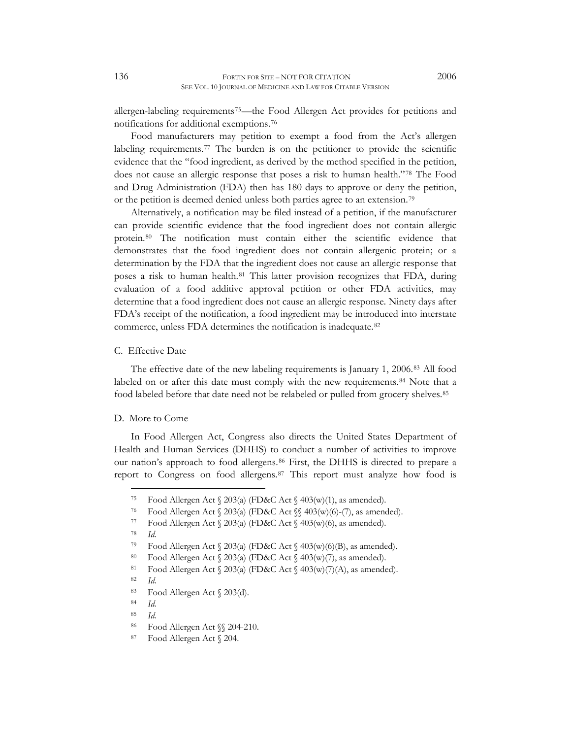allergen-labeling requirements[75]—the Food Allergen Act provides for petitions and notifications for additional exemptions.[76]

Food manufacturers may petition to exempt a food from the Act's allergen labeling requirements.[77] The burden is on the petitioner to provide the scientific evidence that the "food ingredient, as derived by the method specified in the petition, does not cause an allergic response that poses a risk to human health."[78] The Food and Drug Administration (FDA) then has 180 days to approve or deny the petition, or the petition is deemed denied unless both parties agree to an extension.[79]

Alternatively, a notification may be filed instead of a petition, if the manufacturer can provide scientific evidence that the food ingredient does not contain allergic protein.[80] The notification must contain either the scientific evidence that demonstrates that the food ingredient does not contain allergenic protein; or a determination by the FDA that the ingredient does not cause an allergic response that poses a risk to human health.[81] This latter provision recognizes that FDA, during evaluation of a food additive approval petition or other FDA activities, may determine that a food ingredient does not cause an allergic response. Ninety days after FDA's receipt of the notification, a food ingredient may be introduced into interstate commerce, unless FDA determines the notification is inadequate.[82]

### C. Effective Date

The effective date of the new labeling requirements is January 1, 2006.[83] All food labeled on or after this date must comply with the new requirements.[84] Note that a food labeled before that date need not be relabeled or pulled from grocery shelves.[85]

### D. More to Come

In Food Allergen Act, Congress also directs the United States Department of Health and Human Services (DHHS) to conduct a number of activities to improve our nation's approach to food allergens.[86] First, the DHHS is directed to prepare a report to Congress on food allergens.[87] This report must analyze how food is

---

[75] Food Allergen Act § 203(a) (FD&C Act § 403(w)(1), as amended).

[76] Food Allergen Act § 203(a) (FD&C Act §§ 403(w)(6)-(7), as amended).

[77] Food Allergen Act § 203(a) (FD&C Act § 403(w)(6), as amended).

[78] *Id.*

[79] Food Allergen Act § 203(a) (FD&C Act § 403(w)(6)(B), as amended).

[80] Food Allergen Act § 203(a) (FD&C Act § 403(w)(7), as amended).

[81] Food Allergen Act § 203(a) (FD&C Act § 403(w)(7)(A), as amended).

[82] *Id.*

[83] Food Allergen Act § 203(d).

[84] *Id.*

[85] *Id.*

[86] Food Allergen Act §§ 204-210.

[87] Food Allergen Act § 204.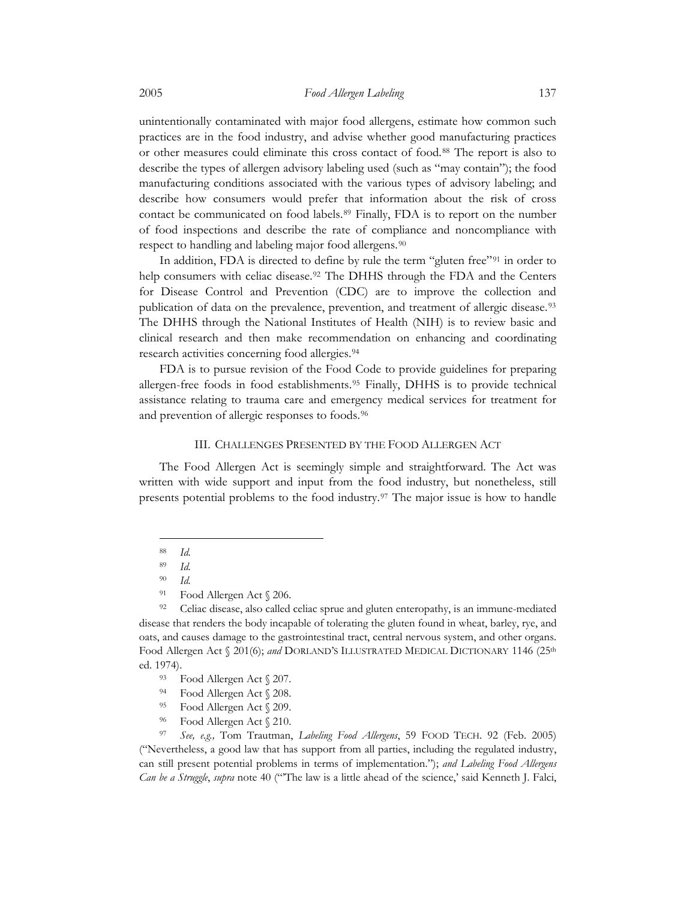unintentionally contaminated with major food allergens, estimate how common such practices are in the food industry, and advise whether good manufacturing practices or other measures could eliminate this cross contact of food.[88] The report is also to describe the types of allergen advisory labeling used (such as "may contain"); the food manufacturing conditions associated with the various types of advisory labeling; and describe how consumers would prefer that information about the risk of cross contact be communicated on food labels.[89] Finally, FDA is to report on the number of food inspections and describe the rate of compliance and noncompliance with respect to handling and labeling major food allergens.[90]

In addition, FDA is directed to define by rule the term "gluten free"[91] in order to help consumers with celiac disease.[92] The DHHS through the FDA and the Centers for Disease Control and Prevention (CDC) are to improve the collection and publication of data on the prevalence, prevention, and treatment of allergic disease.[93] The DHHS through the National Institutes of Health (NIH) is to review basic and clinical research and then make recommendation on enhancing and coordinating research activities concerning food allergies.[94]

FDA is to pursue revision of the Food Code to provide guidelines for preparing allergen-free foods in food establishments.[95] Finally, DHHS is to provide technical assistance relating to trauma care and emergency medical services for treatment for and prevention of allergic responses to foods.[96]

## III. CHALLENGES PRESENTED BY THE FOOD ALLERGEN ACT

The Food Allergen Act is seemingly simple and straightforward. The Act was written with wide support and input from the food industry, but nonetheless, still presents potential problems to the food industry.[97] The major issue is how to handle

---

[88] *Id.*

[89] *Id.*

[90] *Id.*

[91] Food Allergen Act § 206.

[92] Celiac disease, also called celiac sprue and gluten enteropathy, is an immune-mediated disease that renders the body incapable of tolerating the gluten found in wheat, barley, rye, and oats, and causes damage to the gastrointestinal tract, central nervous system, and other organs. Food Allergen Act § 201(6); *and* DORLAND'S ILLUSTRATED MEDICAL DICTIONARY 1146 (25th ed. 1974).

[93] Food Allergen Act § 207.

[94] Food Allergen Act § 208.

[95] Food Allergen Act § 209.

[96] Food Allergen Act § 210.

[97] *See, e.g.,* Tom Trautman, *Labeling Food Allergens*, 59 FOOD TECH. 92 (Feb. 2005) ("Nevertheless, a good law that has support from all parties, including the regulated industry, can still present potential problems in terms of implementation."); *and Labeling Food Allergens Can be a Struggle*, *supra* note 40 ("'The law is a little ahead of the science,' said Kenneth J. Falci,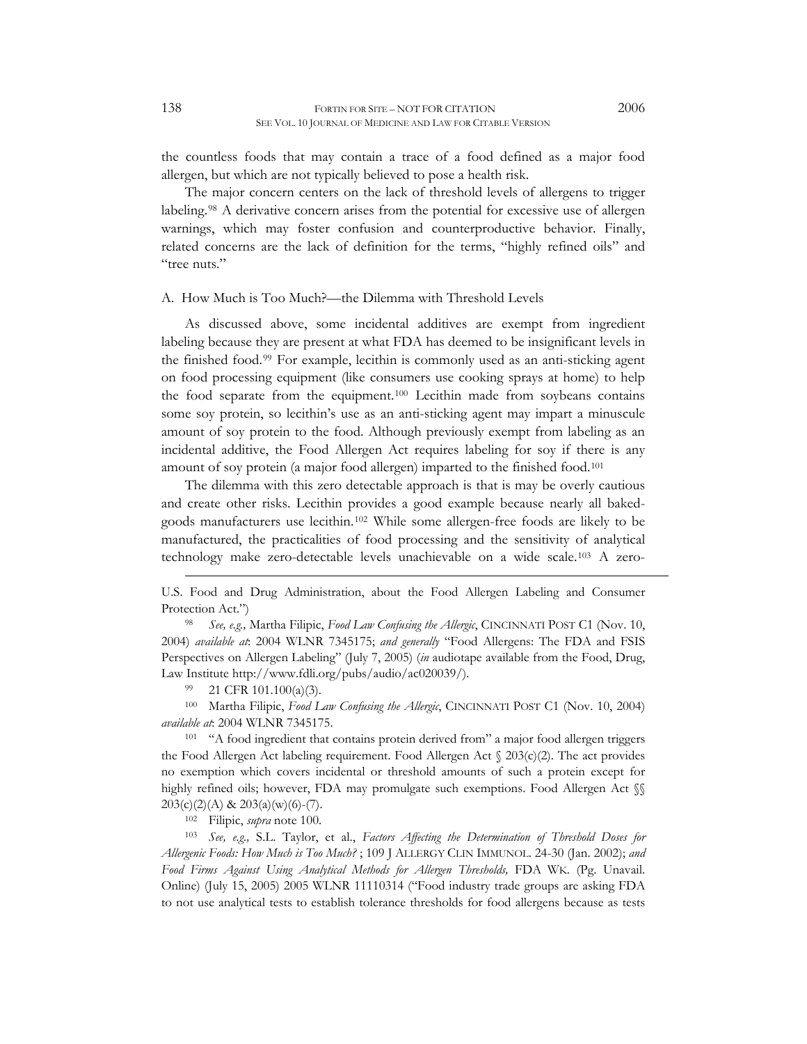the countless foods that may contain a trace of a food defined as a major food allergen, but which are not typically believed to pose a health risk.

The major concern centers on the lack of threshold levels of allergens to trigger labeling.[98] A derivative concern arises from the potential for excessive use of allergen warnings, which may foster confusion and counterproductive behavior. Finally, related concerns are the lack of definition for the terms, "highly refined oils" and "tree nuts."

### A. How Much is Too Much?—the Dilemma with Threshold Levels

As discussed above, some incidental additives are exempt from ingredient labeling because they are present at what FDA has deemed to be insignificant levels in the finished food.[99] For example, lecithin is commonly used as an anti-sticking agent on food processing equipment (like consumers use cooking sprays at home) to help the food separate from the equipment.[100] Lecithin made from soybeans contains some soy protein, so lecithin's use as an anti-sticking agent may impart a minuscule amount of soy protein to the food. Although previously exempt from labeling as an incidental additive, the Food Allergen Act requires labeling for soy if there is any amount of soy protein (a major food allergen) imparted to the finished food.[101]

The dilemma with this zero detectable approach is that is may be overly cautious and create other risks. Lecithin provides a good example because nearly all baked-goods manufacturers use lecithin.[102] While some allergen-free foods are likely to be manufactured, the practicalities of food processing and the sensitivity of analytical technology make zero-detectable levels unachievable on a wide scale.[103] A zero-

---

U.S. Food and Drug Administration, about the Food Allergen Labeling and Consumer Protection Act.")

[98] *See, e.g.,* Martha Filipic, *Food Law Confusing the Allergic*, CINCINNATI POST C1 (Nov. 10, 2004) *available at*: 2004 WLNR 7345175; *and generally* "Food Allergens: The FDA and FSIS Perspectives on Allergen Labeling" (July 7, 2005) (*in* audiotape available from the Food, Drug, Law Institute http://www.fdli.org/pubs/audio/ac020039/).

[99] 21 CFR 101.100(a)(3).

[100] Martha Filipic, *Food Law Confusing the Allergic*, CINCINNATI POST C1 (Nov. 10, 2004) *available at*: 2004 WLNR 7345175.

[101] "A food ingredient that contains protein derived from" a major food allergen triggers the Food Allergen Act labeling requirement. Food Allergen Act § 203(c)(2). The act provides no exemption which covers incidental or threshold amounts of such a protein except for highly refined oils; however, FDA may promulgate such exemptions. Food Allergen Act §§ 203(c)(2)(A) & 203(a)(w)(6)-(7).

[102] Filipic, *supra* note 100.

[103] *See, e.g.,* S.L. Taylor, et al., *Factors Affecting the Determination of Threshold Doses for Allergenic Foods: How Much is Too Much?* ; 109 J ALLERGY CLIN IMMUNOL. 24-30 (Jan. 2002); *and Food Firms Against Using Analytical Methods for Allergen Thresholds,* FDA WK. (Pg. Unavail. Online) (July 15, 2005) 2005 WLNR 11110314 ("Food industry trade groups are asking FDA to not use analytical tests to establish tolerance thresholds for food allergens because as tests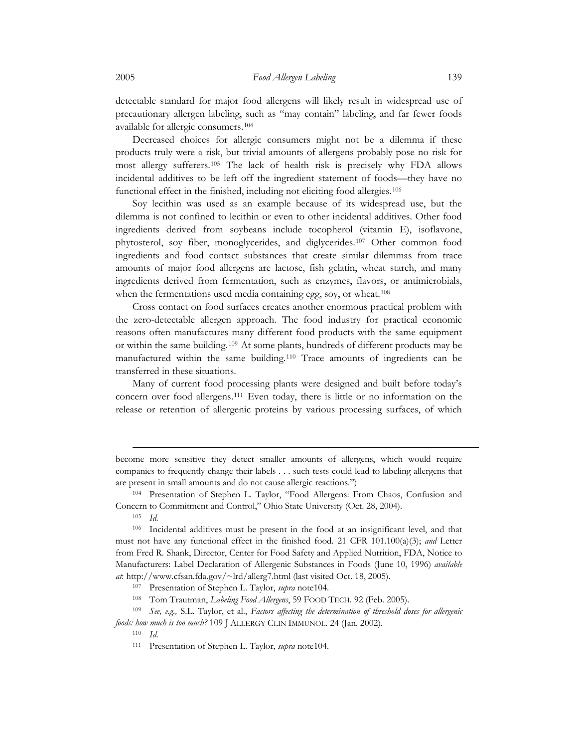detectable standard for major food allergens will likely result in widespread use of precautionary allergen labeling, such as "may contain" labeling, and far fewer foods available for allergic consumers.[104]

Decreased choices for allergic consumers might not be a dilemma if these products truly were a risk, but trivial amounts of allergens probably pose no risk for most allergy sufferers.[105] The lack of health risk is precisely why FDA allows incidental additives to be left off the ingredient statement of foods—they have no functional effect in the finished, including not eliciting food allergies.[106]

Soy lecithin was used as an example because of its widespread use, but the dilemma is not confined to lecithin or even to other incidental additives. Other food ingredients derived from soybeans include tocopherol (vitamin E), isoflavone, phytosterol, soy fiber, monoglycerides, and diglycerides.[107] Other common food ingredients and food contact substances that create similar dilemmas from trace amounts of major food allergens are lactose, fish gelatin, wheat starch, and many ingredients derived from fermentation, such as enzymes, flavors, or antimicrobials, when the fermentations used media containing egg, soy, or wheat.[108]

Cross contact on food surfaces creates another enormous practical problem with the zero-detectable allergen approach. The food industry for practical economic reasons often manufactures many different food products with the same equipment or within the same building.[109] At some plants, hundreds of different products may be manufactured within the same building.[110] Trace amounts of ingredients can be transferred in these situations.

Many of current food processing plants were designed and built before today's concern over food allergens.[111] Even today, there is little or no information on the release or retention of allergenic proteins by various processing surfaces, of which

---

become more sensitive they detect smaller amounts of allergens, which would require companies to frequently change their labels . . . such tests could lead to labeling allergens that are present in small amounts and do not cause allergic reactions.")

[104] Presentation of Stephen L. Taylor, "Food Allergens: From Chaos, Confusion and Concern to Commitment and Control," Ohio State University (Oct. 28, 2004).

[105] *Id.*

[106] Incidental additives must be present in the food at an insignificant level, and that must not have any functional effect in the finished food. 21 CFR 101.100(a)(3); *and* Letter from Fred R. Shank, Director, Center for Food Safety and Applied Nutrition, FDA, Notice to Manufacturers: Label Declaration of Allergenic Substances in Foods (June 10, 1996) *available at*: http://www.cfsan.fda.gov/~lrd/allerg7.html (last visited Oct. 18, 2005).

[107] Presentation of Stephen L. Taylor, *supra* note104.

[108] Tom Trautman, *Labeling Food Allergens*, 59 FOOD TECH. 92 (Feb. 2005).

[109] *See, e.g.,* S.L. Taylor, et al., *Factors affecting the determination of threshold doses for allergenic foods: how much is too much?* 109 J ALLERGY CLIN IMMUNOL. 24 (Jan. 2002).

[110] *Id.*

[111] Presentation of Stephen L. Taylor, *supra* note104.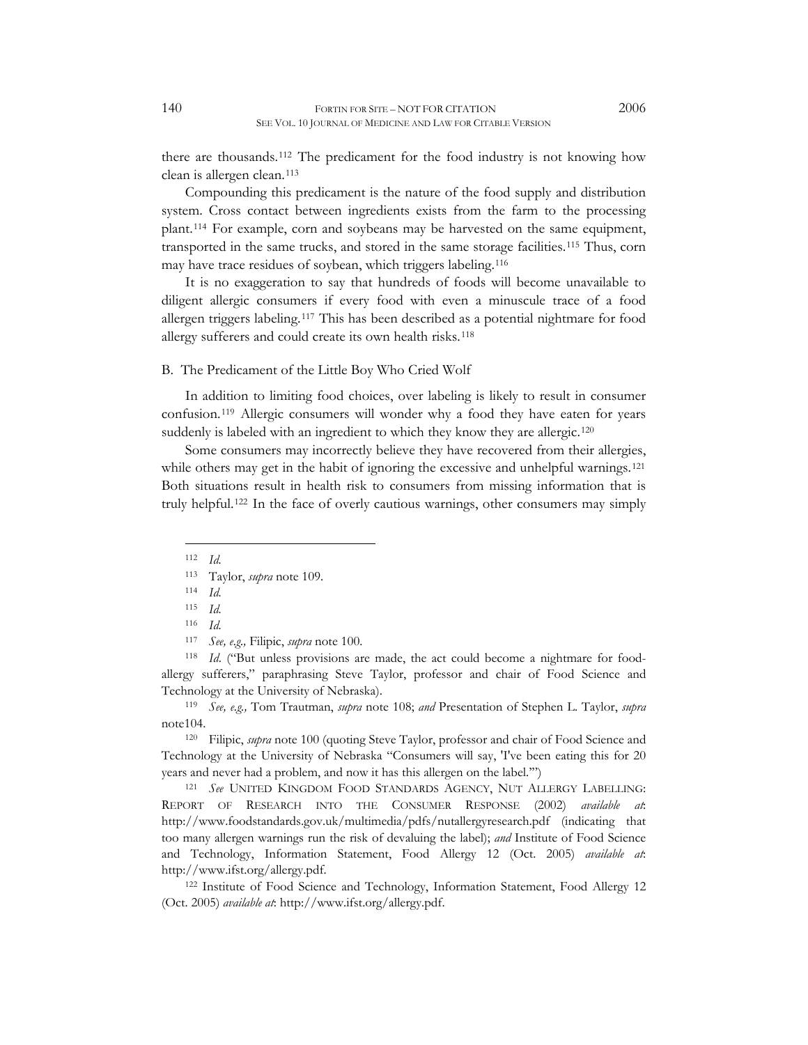there are thousands.[112] The predicament for the food industry is not knowing how clean is allergen clean.[113]

Compounding this predicament is the nature of the food supply and distribution system. Cross contact between ingredients exists from the farm to the processing plant.[114] For example, corn and soybeans may be harvested on the same equipment, transported in the same trucks, and stored in the same storage facilities.[115] Thus, corn may have trace residues of soybean, which triggers labeling.[116]

It is no exaggeration to say that hundreds of foods will become unavailable to diligent allergic consumers if every food with even a minuscule trace of a food allergen triggers labeling.[117] This has been described as a potential nightmare for food allergy sufferers and could create its own health risks.[118]

## B. The Predicament of the Little Boy Who Cried Wolf

In addition to limiting food choices, over labeling is likely to result in consumer confusion.[119] Allergic consumers will wonder why a food they have eaten for years suddenly is labeled with an ingredient to which they know they are allergic.[120]

Some consumers may incorrectly believe they have recovered from their allergies, while others may get in the habit of ignoring the excessive and unhelpful warnings.[121] Both situations result in health risk to consumers from missing information that is truly helpful.[122] In the face of overly cautious warnings, other consumers may simply

---

[112] *Id.*

[113] Taylor, *supra* note 109.

[114] *Id.*

[115] *Id.*

[116] *Id.*

[117] *See, e.g.,* Filipic, *supra* note 100.

[118] *Id.* ("But unless provisions are made, the act could become a nightmare for food-allergy sufferers," paraphrasing Steve Taylor, professor and chair of Food Science and Technology at the University of Nebraska).

[119] *See, e.g.,* Tom Trautman, *supra* note 108; *and* Presentation of Stephen L. Taylor, *supra* note104.

[120] Filipic, *supra* note 100 (quoting Steve Taylor, professor and chair of Food Science and Technology at the University of Nebraska "Consumers will say, 'I've been eating this for 20 years and never had a problem, and now it has this allergen on the label.'")

[121] *See* UNITED KINGDOM FOOD STANDARDS AGENCY, NUT ALLERGY LABELLING: REPORT OF RESEARCH INTO THE CONSUMER RESPONSE (2002) *available at*: http://www.foodstandards.gov.uk/multimedia/pdfs/nutallergyresearch.pdf (indicating that too many allergen warnings run the risk of devaluing the label); *and* Institute of Food Science and Technology, Information Statement, Food Allergy 12 (Oct. 2005) *available at*: http://www.ifst.org/allergy.pdf.

[122] Institute of Food Science and Technology, Information Statement, Food Allergy 12 (Oct. 2005) *available at*: http://www.ifst.org/allergy.pdf.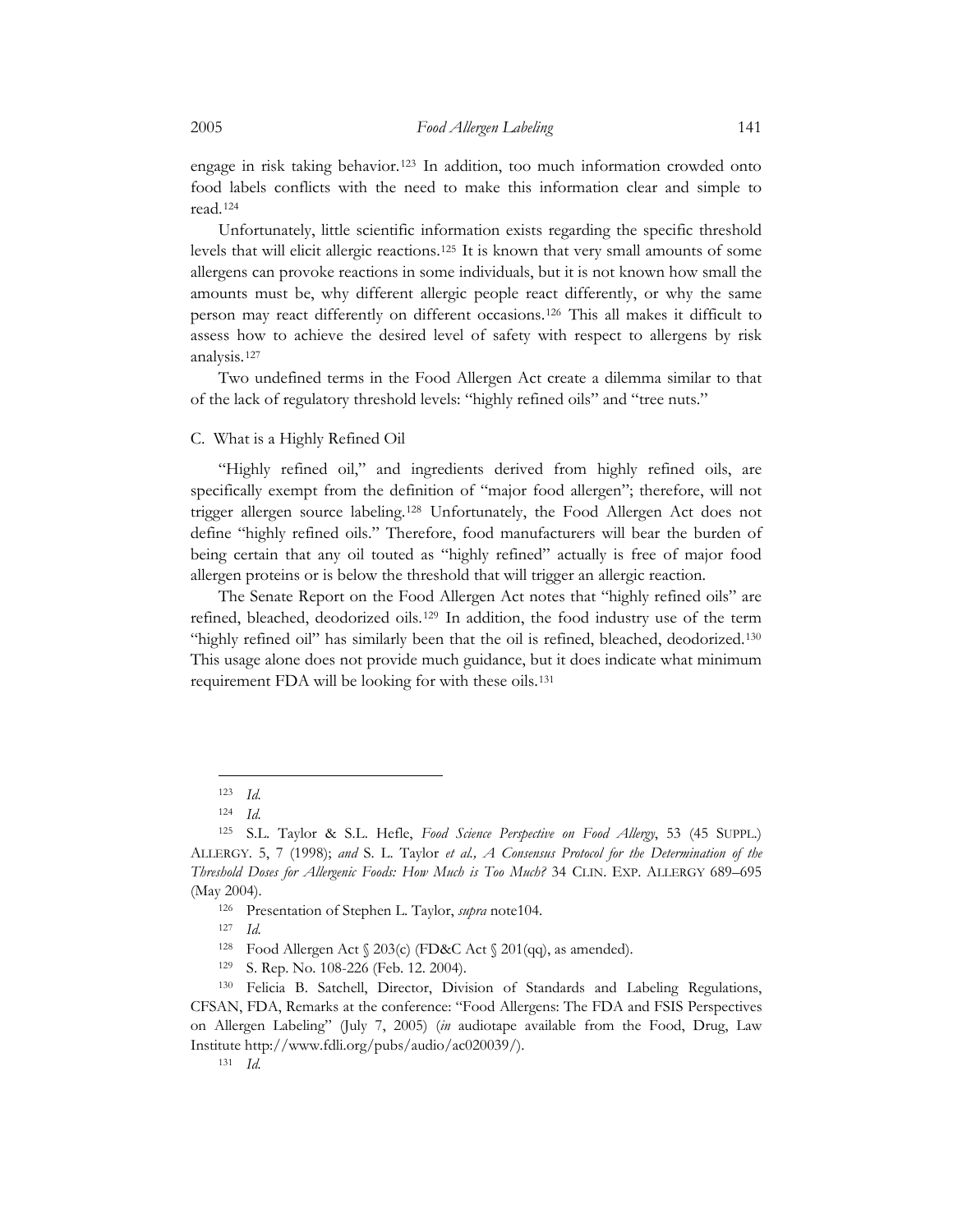engage in risk taking behavior.[123] In addition, too much information crowded onto food labels conflicts with the need to make this information clear and simple to read.[124]

Unfortunately, little scientific information exists regarding the specific threshold levels that will elicit allergic reactions.[125] It is known that very small amounts of some allergens can provoke reactions in some individuals, but it is not known how small the amounts must be, why different allergic people react differently, or why the same person may react differently on different occasions.[126] This all makes it difficult to assess how to achieve the desired level of safety with respect to allergens by risk analysis.[127]

Two undefined terms in the Food Allergen Act create a dilemma similar to that of the lack of regulatory threshold levels: "highly refined oils" and "tree nuts."

## C. What is a Highly Refined Oil

"Highly refined oil," and ingredients derived from highly refined oils, are specifically exempt from the definition of "major food allergen"; therefore, will not trigger allergen source labeling.[128] Unfortunately, the Food Allergen Act does not define "highly refined oils." Therefore, food manufacturers will bear the burden of being certain that any oil touted as "highly refined" actually is free of major food allergen proteins or is below the threshold that will trigger an allergic reaction.

The Senate Report on the Food Allergen Act notes that "highly refined oils" are refined, bleached, deodorized oils.[129] In addition, the food industry use of the term "highly refined oil" has similarly been that the oil is refined, bleached, deodorized.[130] This usage alone does not provide much guidance, but it does indicate what minimum requirement FDA will be looking for with these oils.[131]

---

[123] *Id.*

[124] *Id.*

[125] S.L. Taylor & S.L. Hefle, *Food Science Perspective on Food Allergy*, 53 (45 SUPPL.) ALLERGY. 5, 7 (1998); *and* S. L. Taylor *et al., A Consensus Protocol for the Determination of the Threshold Doses for Allergenic Foods: How Much is Too Much?* 34 CLIN. EXP. ALLERGY 689–695 (May 2004).

[126] Presentation of Stephen L. Taylor, *supra* note104.

[127] *Id.*

[128] Food Allergen Act § 203(c) (FD&C Act § 201(qq), as amended).

[129] S. Rep. No. 108-226 (Feb. 12. 2004).

[130] Felicia B. Satchell, Director, Division of Standards and Labeling Regulations, CFSAN, FDA, Remarks at the conference: "Food Allergens: The FDA and FSIS Perspectives on Allergen Labeling" (July 7, 2005) (*in* audiotape available from the Food, Drug, Law Institute http://www.fdli.org/pubs/audio/ac020039/).

[131] *Id.*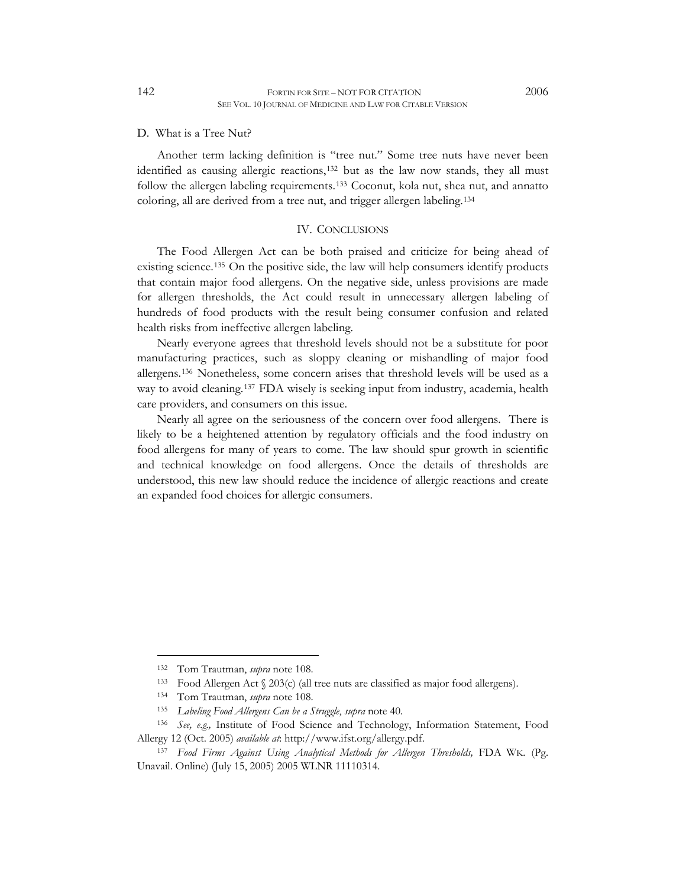### D. What is a Tree Nut?

Another term lacking definition is "tree nut." Some tree nuts have never been identified as causing allergic reactions,[132] but as the law now stands, they all must follow the allergen labeling requirements.[133] Coconut, kola nut, shea nut, and annatto coloring, all are derived from a tree nut, and trigger allergen labeling.[134]

## IV. CONCLUSIONS

The Food Allergen Act can be both praised and criticize for being ahead of existing science.[135] On the positive side, the law will help consumers identify products that contain major food allergens. On the negative side, unless provisions are made for allergen thresholds, the Act could result in unnecessary allergen labeling of hundreds of food products with the result being consumer confusion and related health risks from ineffective allergen labeling.

Nearly everyone agrees that threshold levels should not be a substitute for poor manufacturing practices, such as sloppy cleaning or mishandling of major food allergens.[136] Nonetheless, some concern arises that threshold levels will be used as a way to avoid cleaning.[137] FDA wisely is seeking input from industry, academia, health care providers, and consumers on this issue.

Nearly all agree on the seriousness of the concern over food allergens. There is likely to be a heightened attention by regulatory officials and the food industry on food allergens for many of years to come. The law should spur growth in scientific and technical knowledge on food allergens. Once the details of thresholds are understood, this new law should reduce the incidence of allergic reactions and create an expanded food choices for allergic consumers.

---

[132] Tom Trautman, *supra* note 108.

[133] Food Allergen Act § 203(c) (all tree nuts are classified as major food allergens).

[134] Tom Trautman, *supra* note 108.

[135] *Labeling Food Allergens Can be a Struggle*, *supra* note 40.

[136] *See, e.g.,* Institute of Food Science and Technology, Information Statement, Food Allergy 12 (Oct. 2005) *available at*: http://www.ifst.org/allergy.pdf.

[137] *Food Firms Against Using Analytical Methods for Allergen Thresholds,* FDA WK. (Pg. Unavail. Online) (July 15, 2005) 2005 WLNR 11110314.